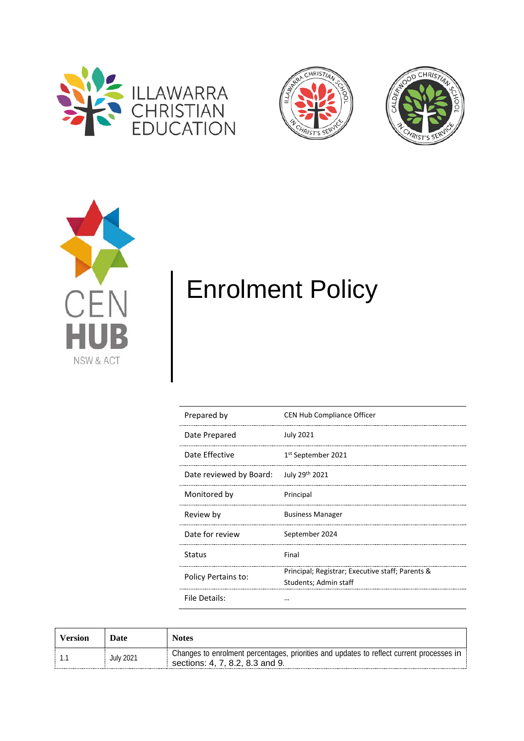ILLAWARRA CHRISTIAN EDUCATION

ILLAWARRA CHRISTIAN SCHOOL — IN CHRIST'S SERVICE

CALDERWOOD CHRISTIAN SCHOOL — IN CHRIST'S SERVICE

CEN HUB NSW & ACT

# Enrolment Policy

| | |
|---|---|
| Prepared by | CEN Hub Compliance Officer |
| Date Prepared | July 2021 |
| Date Effective | 1st September 2021 |
| Date reviewed by Board: | July 29th 2021 |
| Monitored by | Principal |
| Review by | Business Manager |
| Date for review | September 2024 |
| Status | Final |
| Policy Pertains to: | Principal; Registrar; Executive staff; Parents & Students; Admin staff |
| File Details: | … |

| Version | Date | Notes |
|---|---|---|
| 1.1 | July 2021 | Changes to enrolment percentages, priorities and updates to reflect current processes in sections: 4, 7, 8.2, 8.3 and 9. |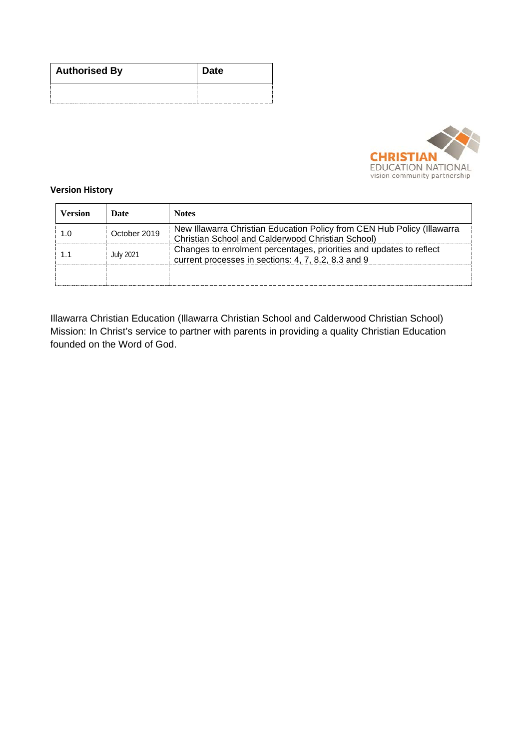| Authorised By | Date |
|---|---|
| | |

CHRISTIAN EDUCATION NATIONAL
vision community partnership

**Version History**

| Version | Date | Notes |
|---|---|---|
| 1.0 | October 2019 | New Illawarra Christian Education Policy from CEN Hub Policy (Illawarra Christian School and Calderwood Christian School) |
| 1.1 | July 2021 | Changes to enrolment percentages, priorities and updates to reflect current processes in sections: 4, 7, 8.2, 8.3 and 9 |
| | | |

Illawarra Christian Education (Illawarra Christian School and Calderwood Christian School) Mission: In Christ's service to partner with parents in providing a quality Christian Education founded on the Word of God.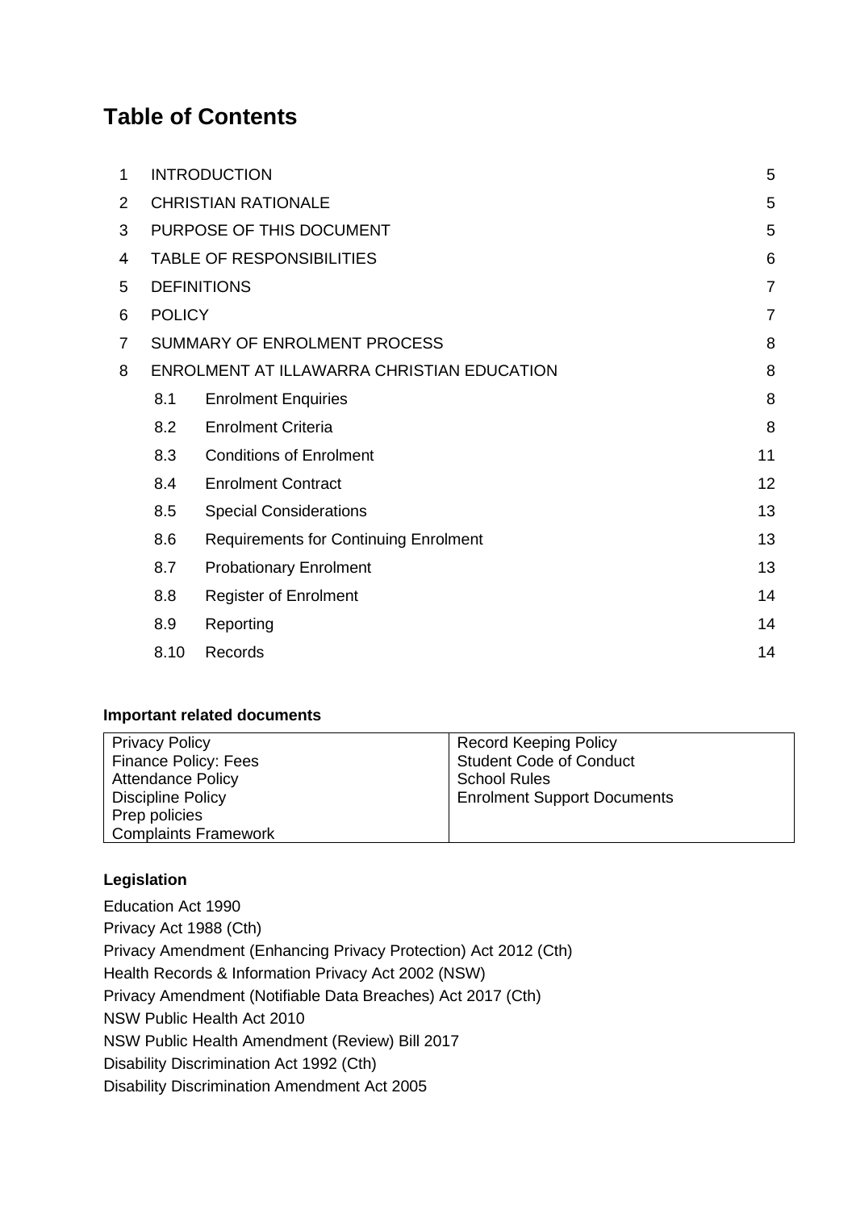# Table of Contents

| | | | |
|---|---|---|---|
| 1 | INTRODUCTION | | 5 |
| 2 | CHRISTIAN RATIONALE | | 5 |
| 3 | PURPOSE OF THIS DOCUMENT | | 5 |
| 4 | TABLE OF RESPONSIBILITIES | | 6 |
| 5 | DEFINITIONS | | 7 |
| 6 | POLICY | | 7 |
| 7 | SUMMARY OF ENROLMENT PROCESS | | 8 |
| 8 | ENROLMENT AT ILLAWARRA CHRISTIAN EDUCATION | | 8 |
| | 8.1 | Enrolment Enquiries | 8 |
| | 8.2 | Enrolment Criteria | 8 |
| | 8.3 | Conditions of Enrolment | 11 |
| | 8.4 | Enrolment Contract | 12 |
| | 8.5 | Special Considerations | 13 |
| | 8.6 | Requirements for Continuing Enrolment | 13 |
| | 8.7 | Probationary Enrolment | 13 |
| | 8.8 | Register of Enrolment | 14 |
| | 8.9 | Reporting | 14 |
| | 8.10 | Records | 14 |

**Important related documents**

| | |
|---|---|
| Privacy Policy<br>Finance Policy: Fees<br>Attendance Policy<br>Discipline Policy<br>Prep policies<br>Complaints Framework | Record Keeping Policy<br>Student Code of Conduct<br>School Rules<br>Enrolment Support Documents |

**Legislation**

Education Act 1990
Privacy Act 1988 (Cth)
Privacy Amendment (Enhancing Privacy Protection) Act 2012 (Cth)
Health Records & Information Privacy Act 2002 (NSW)
Privacy Amendment (Notifiable Data Breaches) Act 2017 (Cth)
NSW Public Health Act 2010
NSW Public Health Amendment (Review) Bill 2017
Disability Discrimination Act 1992 (Cth)
Disability Discrimination Amendment Act 2005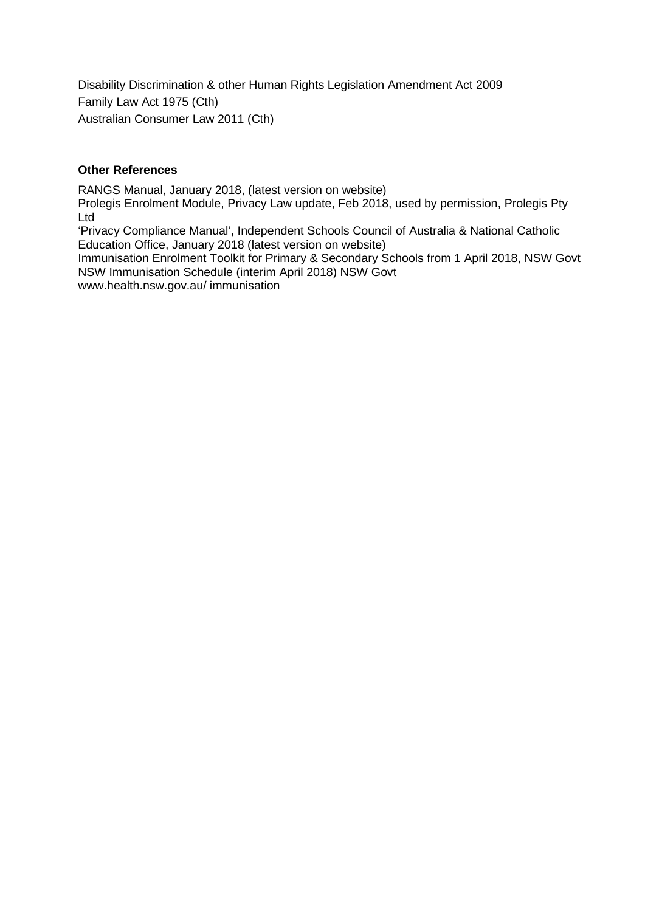Disability Discrimination & other Human Rights Legislation Amendment Act 2009

Family Law Act 1975 (Cth)

Australian Consumer Law 2011 (Cth)

**Other References**

RANGS Manual, January 2018, (latest version on website)

Prolegis Enrolment Module, Privacy Law update, Feb 2018, used by permission, Prolegis Pty Ltd

'Privacy Compliance Manual', Independent Schools Council of Australia & National Catholic Education Office, January 2018 (latest version on website)

Immunisation Enrolment Toolkit for Primary & Secondary Schools from 1 April 2018, NSW Govt

NSW Immunisation Schedule (interim April 2018) NSW Govt

www.health.nsw.gov.au/ immunisation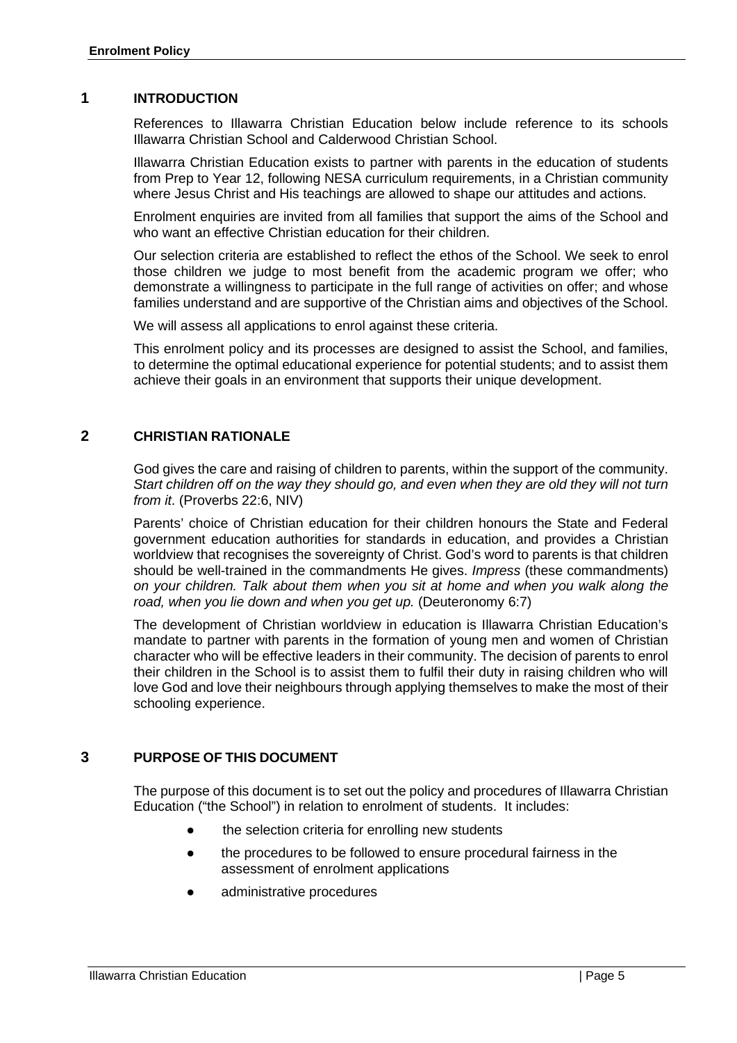## 1 INTRODUCTION

References to Illawarra Christian Education below include reference to its schools Illawarra Christian School and Calderwood Christian School.

Illawarra Christian Education exists to partner with parents in the education of students from Prep to Year 12, following NESA curriculum requirements, in a Christian community where Jesus Christ and His teachings are allowed to shape our attitudes and actions.

Enrolment enquiries are invited from all families that support the aims of the School and who want an effective Christian education for their children.

Our selection criteria are established to reflect the ethos of the School. We seek to enrol those children we judge to most benefit from the academic program we offer; who demonstrate a willingness to participate in the full range of activities on offer; and whose families understand and are supportive of the Christian aims and objectives of the School.

We will assess all applications to enrol against these criteria.

This enrolment policy and its processes are designed to assist the School, and families, to determine the optimal educational experience for potential students; and to assist them achieve their goals in an environment that supports their unique development.

## 2 CHRISTIAN RATIONALE

God gives the care and raising of children to parents, within the support of the community. *Start children off on the way they should go, and even when they are old they will not turn from it.* (Proverbs 22:6, NIV)

Parents' choice of Christian education for their children honours the State and Federal government education authorities for standards in education, and provides a Christian worldview that recognises the sovereignty of Christ. God's word to parents is that children should be well-trained in the commandments He gives. *Impress* (these commandments) *on your children. Talk about them when you sit at home and when you walk along the road, when you lie down and when you get up.* (Deuteronomy 6:7)

The development of Christian worldview in education is Illawarra Christian Education's mandate to partner with parents in the formation of young men and women of Christian character who will be effective leaders in their community. The decision of parents to enrol their children in the School is to assist them to fulfil their duty in raising children who will love God and love their neighbours through applying themselves to make the most of their schooling experience.

## 3 PURPOSE OF THIS DOCUMENT

The purpose of this document is to set out the policy and procedures of Illawarra Christian Education ("the School") in relation to enrolment of students. It includes:

- the selection criteria for enrolling new students
- the procedures to be followed to ensure procedural fairness in the assessment of enrolment applications
- administrative procedures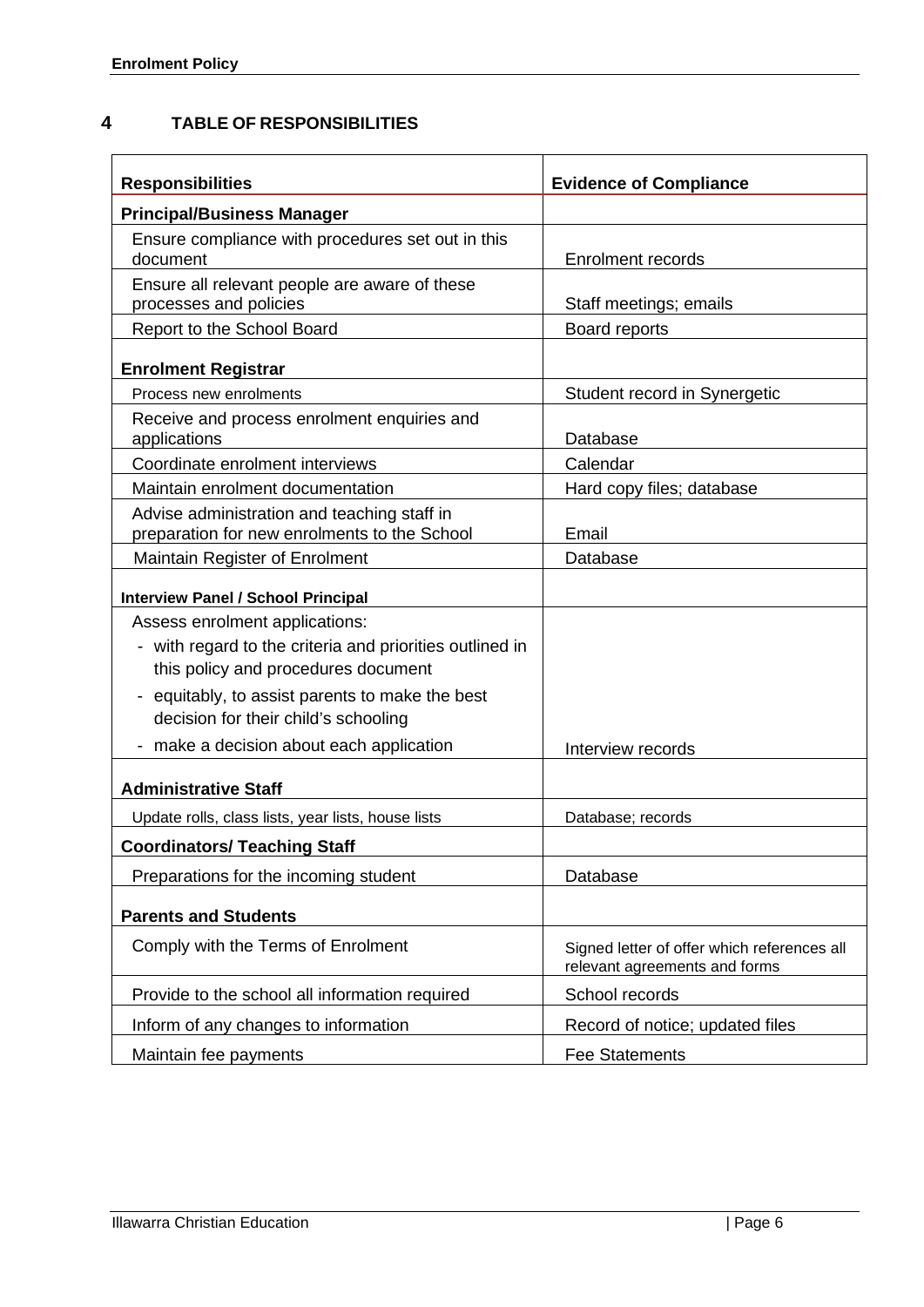## 4 TABLE OF RESPONSIBILITIES

| Responsibilities | Evidence of Compliance |
|---|---|
| **Principal/Business Manager** | |
| Ensure compliance with procedures set out in this document | Enrolment records |
| Ensure all relevant people are aware of these processes and policies | Staff meetings; emails |
| Report to the School Board | Board reports |
| **Enrolment Registrar** | |
| Process new enrolments | Student record in Synergetic |
| Receive and process enrolment enquiries and applications | Database |
| Coordinate enrolment interviews | Calendar |
| Maintain enrolment documentation | Hard copy files; database |
| Advise administration and teaching staff in preparation for new enrolments to the School | Email |
| Maintain Register of Enrolment | Database |
| **Interview Panel / School Principal** | |
| Assess enrolment applications:<br>- with regard to the criteria and priorities outlined in this policy and procedures document<br>- equitably, to assist parents to make the best decision for their child's schooling<br>- make a decision about each application | Interview records |
| **Administrative Staff** | |
| Update rolls, class lists, year lists, house lists | Database; records |
| **Coordinators/ Teaching Staff** | |
| Preparations for the incoming student | Database |
| **Parents and Students** | |
| Comply with the Terms of Enrolment | Signed letter of offer which references all relevant agreements and forms |
| Provide to the school all information required | School records |
| Inform of any changes to information | Record of notice; updated files |
| Maintain fee payments | Fee Statements |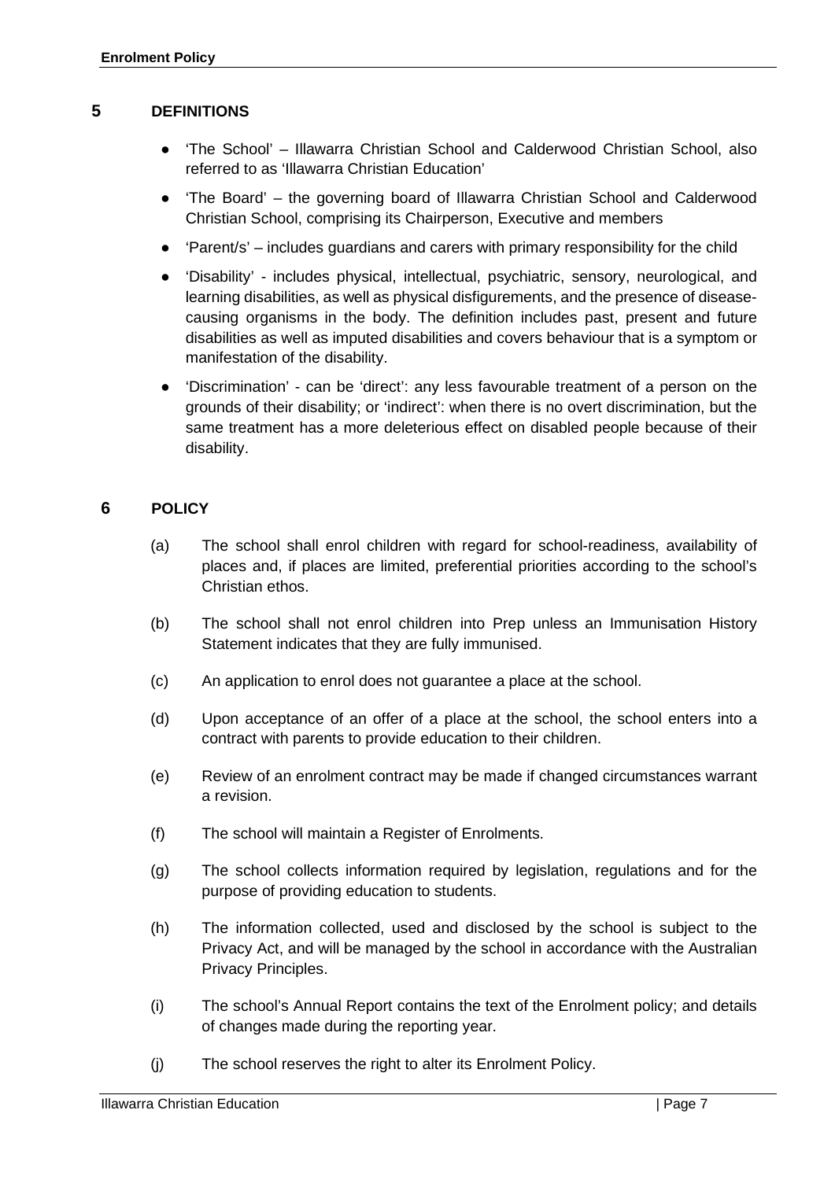## 5 DEFINITIONS

- 'The School' – Illawarra Christian School and Calderwood Christian School, also referred to as 'Illawarra Christian Education'
- 'The Board' – the governing board of Illawarra Christian School and Calderwood Christian School, comprising its Chairperson, Executive and members
- 'Parent/s' – includes guardians and carers with primary responsibility for the child
- 'Disability' - includes physical, intellectual, psychiatric, sensory, neurological, and learning disabilities, as well as physical disfigurements, and the presence of disease-causing organisms in the body. The definition includes past, present and future disabilities as well as imputed disabilities and covers behaviour that is a symptom or manifestation of the disability.
- 'Discrimination' - can be 'direct': any less favourable treatment of a person on the grounds of their disability; or 'indirect': when there is no overt discrimination, but the same treatment has a more deleterious effect on disabled people because of their disability.

## 6 POLICY

(a) The school shall enrol children with regard for school-readiness, availability of places and, if places are limited, preferential priorities according to the school's Christian ethos.

(b) The school shall not enrol children into Prep unless an Immunisation History Statement indicates that they are fully immunised.

(c) An application to enrol does not guarantee a place at the school.

(d) Upon acceptance of an offer of a place at the school, the school enters into a contract with parents to provide education to their children.

(e) Review of an enrolment contract may be made if changed circumstances warrant a revision.

(f) The school will maintain a Register of Enrolments.

(g) The school collects information required by legislation, regulations and for the purpose of providing education to students.

(h) The information collected, used and disclosed by the school is subject to the Privacy Act, and will be managed by the school in accordance with the Australian Privacy Principles.

(i) The school's Annual Report contains the text of the Enrolment policy; and details of changes made during the reporting year.

(j) The school reserves the right to alter its Enrolment Policy.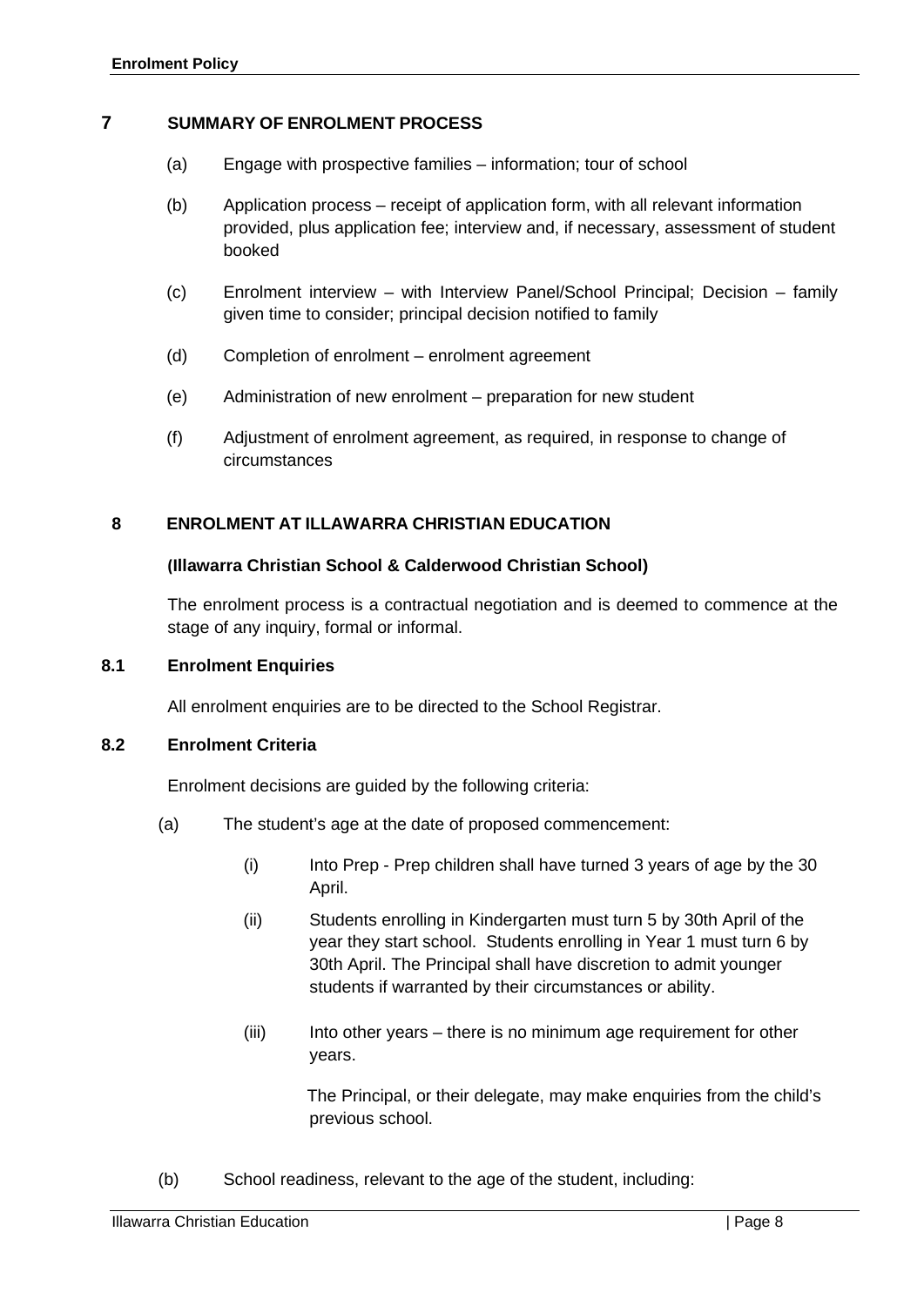## 7 SUMMARY OF ENROLMENT PROCESS

(a) Engage with prospective families – information; tour of school

(b) Application process – receipt of application form, with all relevant information provided, plus application fee; interview and, if necessary, assessment of student booked

(c) Enrolment interview – with Interview Panel/School Principal; Decision – family given time to consider; principal decision notified to family

(d) Completion of enrolment – enrolment agreement

(e) Administration of new enrolment – preparation for new student

(f) Adjustment of enrolment agreement, as required, in response to change of circumstances

## 8 ENROLMENT AT ILLAWARRA CHRISTIAN EDUCATION

**(Illawarra Christian School & Calderwood Christian School)**

The enrolment process is a contractual negotiation and is deemed to commence at the stage of any inquiry, formal or informal.

### 8.1 Enrolment Enquiries

All enrolment enquiries are to be directed to the School Registrar.

### 8.2 Enrolment Criteria

Enrolment decisions are guided by the following criteria:

(a) The student's age at the date of proposed commencement:

(i) Into Prep - Prep children shall have turned 3 years of age by the 30 April.

(ii) Students enrolling in Kindergarten must turn 5 by 30th April of the year they start school. Students enrolling in Year 1 must turn 6 by 30th April. The Principal shall have discretion to admit younger students if warranted by their circumstances or ability.

(iii) Into other years – there is no minimum age requirement for other years.

The Principal, or their delegate, may make enquiries from the child's previous school.

(b) School readiness, relevant to the age of the student, including: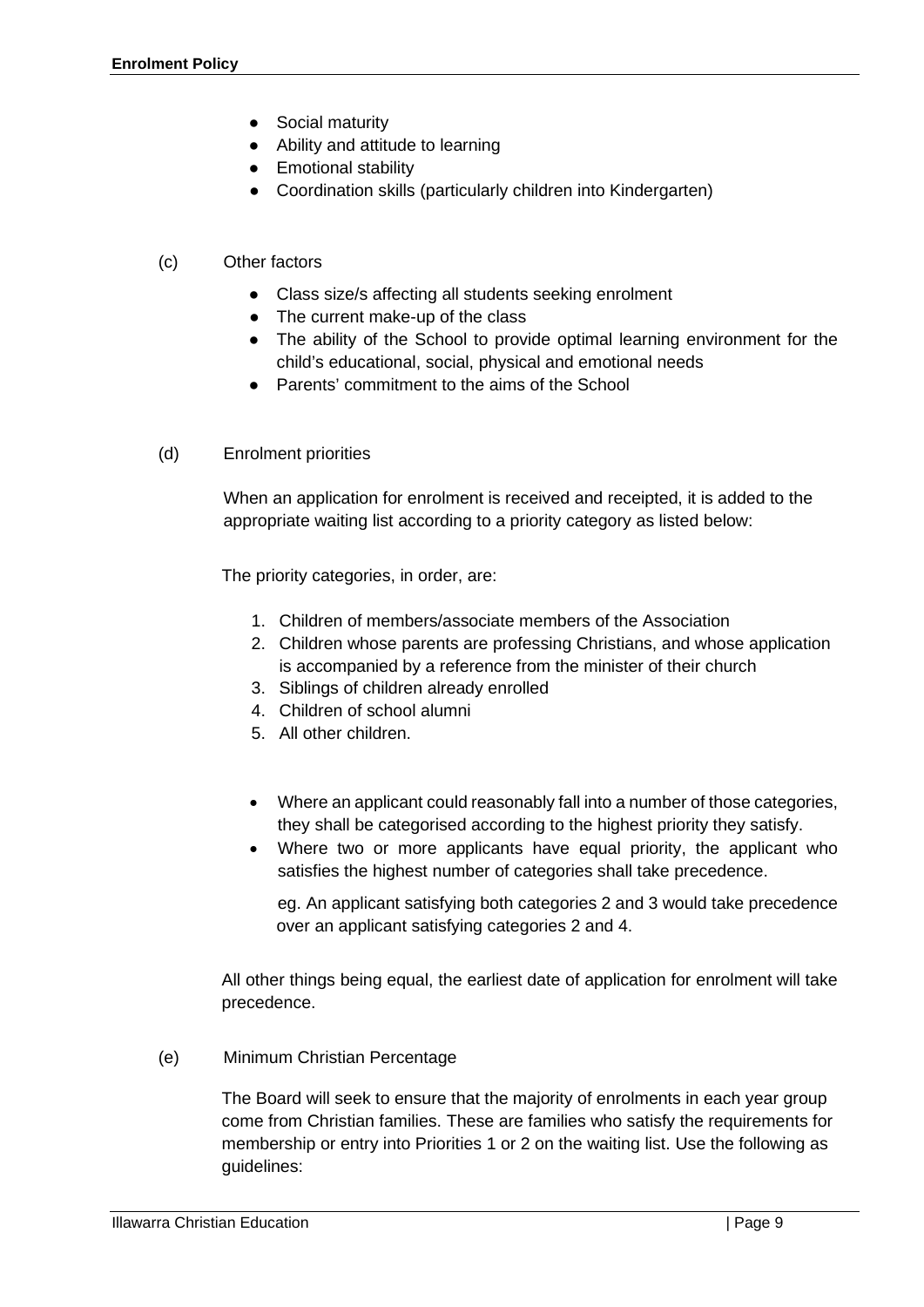- Social maturity
- Ability and attitude to learning
- Emotional stability
- Coordination skills (particularly children into Kindergarten)

(c) Other factors

- Class size/s affecting all students seeking enrolment
- The current make-up of the class
- The ability of the School to provide optimal learning environment for the child's educational, social, physical and emotional needs
- Parents' commitment to the aims of the School

(d) Enrolment priorities

When an application for enrolment is received and receipted, it is added to the appropriate waiting list according to a priority category as listed below:

The priority categories, in order, are:

1. Children of members/associate members of the Association
2. Children whose parents are professing Christians, and whose application is accompanied by a reference from the minister of their church
3. Siblings of children already enrolled
4. Children of school alumni
5. All other children.

- Where an applicant could reasonably fall into a number of those categories, they shall be categorised according to the highest priority they satisfy.
- Where two or more applicants have equal priority, the applicant who satisfies the highest number of categories shall take precedence.

  eg. An applicant satisfying both categories 2 and 3 would take precedence over an applicant satisfying categories 2 and 4.

All other things being equal, the earliest date of application for enrolment will take precedence.

(e) Minimum Christian Percentage

The Board will seek to ensure that the majority of enrolments in each year group come from Christian families. These are families who satisfy the requirements for membership or entry into Priorities 1 or 2 on the waiting list. Use the following as guidelines: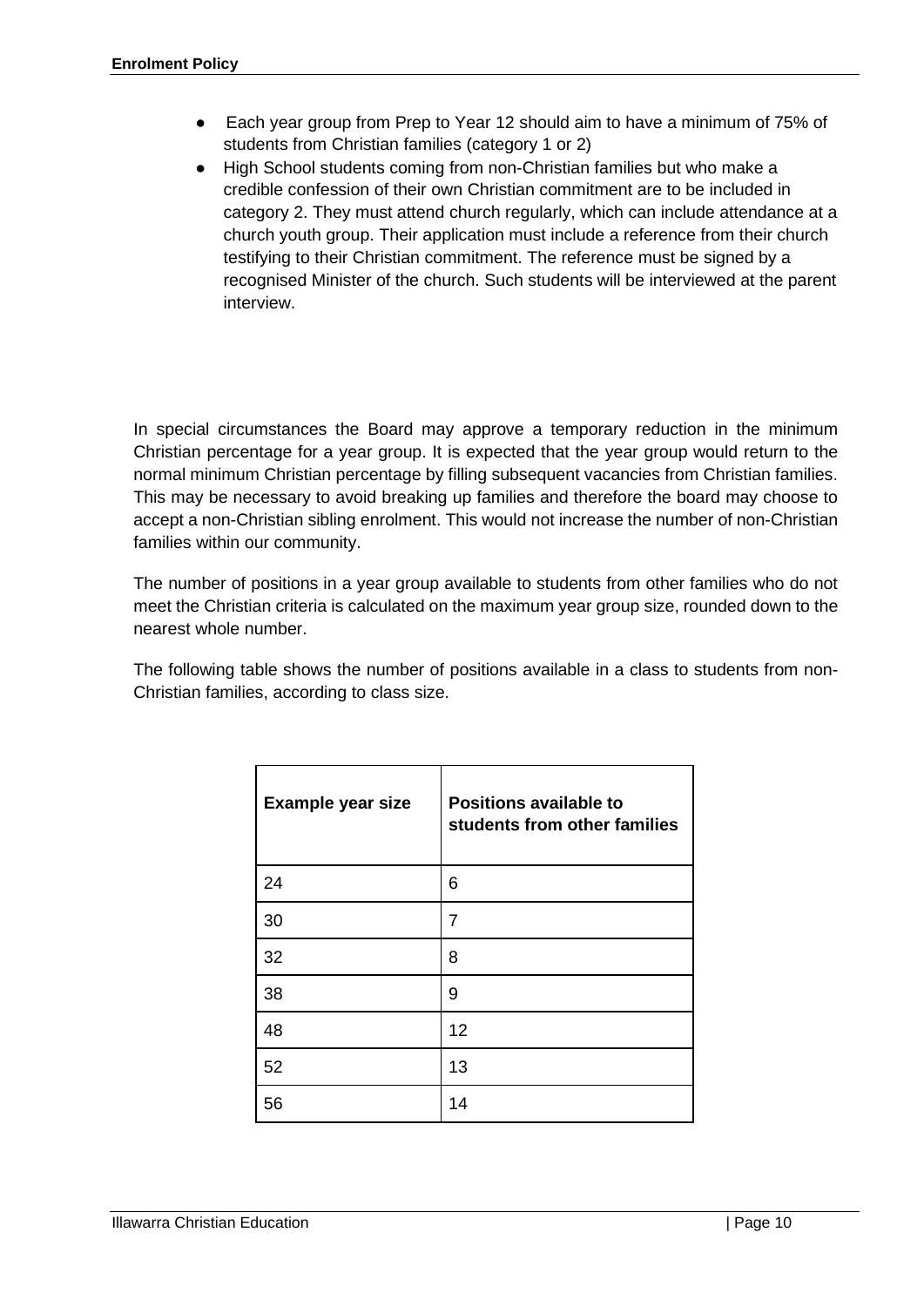- Each year group from Prep to Year 12 should aim to have a minimum of 75% of students from Christian families (category 1 or 2)
- High School students coming from non-Christian families but who make a credible confession of their own Christian commitment are to be included in category 2. They must attend church regularly, which can include attendance at a church youth group. Their application must include a reference from their church testifying to their Christian commitment. The reference must be signed by a recognised Minister of the church. Such students will be interviewed at the parent interview.

In special circumstances the Board may approve a temporary reduction in the minimum Christian percentage for a year group. It is expected that the year group would return to the normal minimum Christian percentage by filling subsequent vacancies from Christian families. This may be necessary to avoid breaking up families and therefore the board may choose to accept a non-Christian sibling enrolment. This would not increase the number of non-Christian families within our community.

The number of positions in a year group available to students from other families who do not meet the Christian criteria is calculated on the maximum year group size, rounded down to the nearest whole number.

The following table shows the number of positions available in a class to students from non-Christian families, according to class size.

| Example year size | Positions available to students from other families |
|---|---|
| 24 | 6 |
| 30 | 7 |
| 32 | 8 |
| 38 | 9 |
| 48 | 12 |
| 52 | 13 |
| 56 | 14 |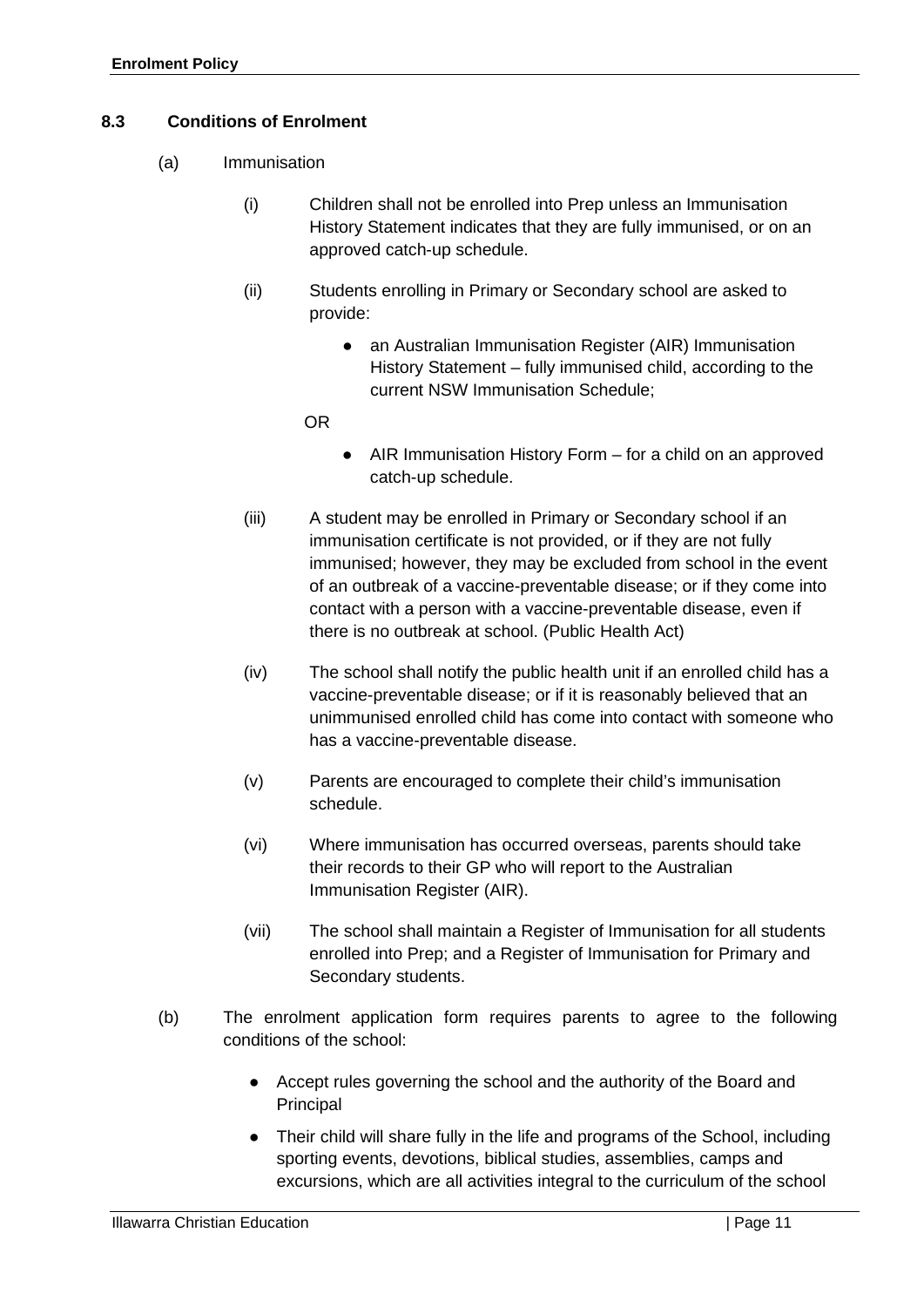### 8.3 Conditions of Enrolment

(a) Immunisation

(i) Children shall not be enrolled into Prep unless an Immunisation History Statement indicates that they are fully immunised, or on an approved catch-up schedule.

(ii) Students enrolling in Primary or Secondary school are asked to provide:

- an Australian Immunisation Register (AIR) Immunisation History Statement – fully immunised child, according to the current NSW Immunisation Schedule;

OR

- AIR Immunisation History Form – for a child on an approved catch-up schedule.

(iii) A student may be enrolled in Primary or Secondary school if an immunisation certificate is not provided, or if they are not fully immunised; however, they may be excluded from school in the event of an outbreak of a vaccine-preventable disease; or if they come into contact with a person with a vaccine-preventable disease, even if there is no outbreak at school. (Public Health Act)

(iv) The school shall notify the public health unit if an enrolled child has a vaccine-preventable disease; or if it is reasonably believed that an unimmunised enrolled child has come into contact with someone who has a vaccine-preventable disease.

(v) Parents are encouraged to complete their child's immunisation schedule.

(vi) Where immunisation has occurred overseas, parents should take their records to their GP who will report to the Australian Immunisation Register (AIR).

(vii) The school shall maintain a Register of Immunisation for all students enrolled into Prep; and a Register of Immunisation for Primary and Secondary students.

(b) The enrolment application form requires parents to agree to the following conditions of the school:

- Accept rules governing the school and the authority of the Board and Principal
- Their child will share fully in the life and programs of the School, including sporting events, devotions, biblical studies, assemblies, camps and excursions, which are all activities integral to the curriculum of the school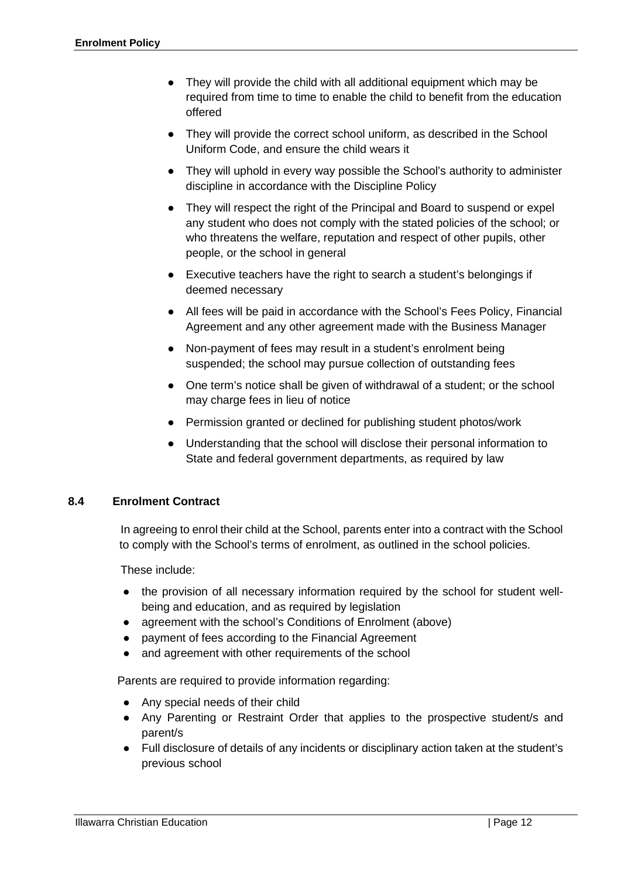- They will provide the child with all additional equipment which may be required from time to time to enable the child to benefit from the education offered
- They will provide the correct school uniform, as described in the School Uniform Code, and ensure the child wears it
- They will uphold in every way possible the School's authority to administer discipline in accordance with the Discipline Policy
- They will respect the right of the Principal and Board to suspend or expel any student who does not comply with the stated policies of the school; or who threatens the welfare, reputation and respect of other pupils, other people, or the school in general
- Executive teachers have the right to search a student's belongings if deemed necessary
- All fees will be paid in accordance with the School's Fees Policy, Financial Agreement and any other agreement made with the Business Manager
- Non-payment of fees may result in a student's enrolment being suspended; the school may pursue collection of outstanding fees
- One term's notice shall be given of withdrawal of a student; or the school may charge fees in lieu of notice
- Permission granted or declined for publishing student photos/work
- Understanding that the school will disclose their personal information to State and federal government departments, as required by law

### 8.4 Enrolment Contract

In agreeing to enrol their child at the School, parents enter into a contract with the School to comply with the School's terms of enrolment, as outlined in the school policies.

These include:

- the provision of all necessary information required by the school for student well-being and education, and as required by legislation
- agreement with the school's Conditions of Enrolment (above)
- payment of fees according to the Financial Agreement
- and agreement with other requirements of the school

Parents are required to provide information regarding:

- Any special needs of their child
- Any Parenting or Restraint Order that applies to the prospective student/s and parent/s
- Full disclosure of details of any incidents or disciplinary action taken at the student's previous school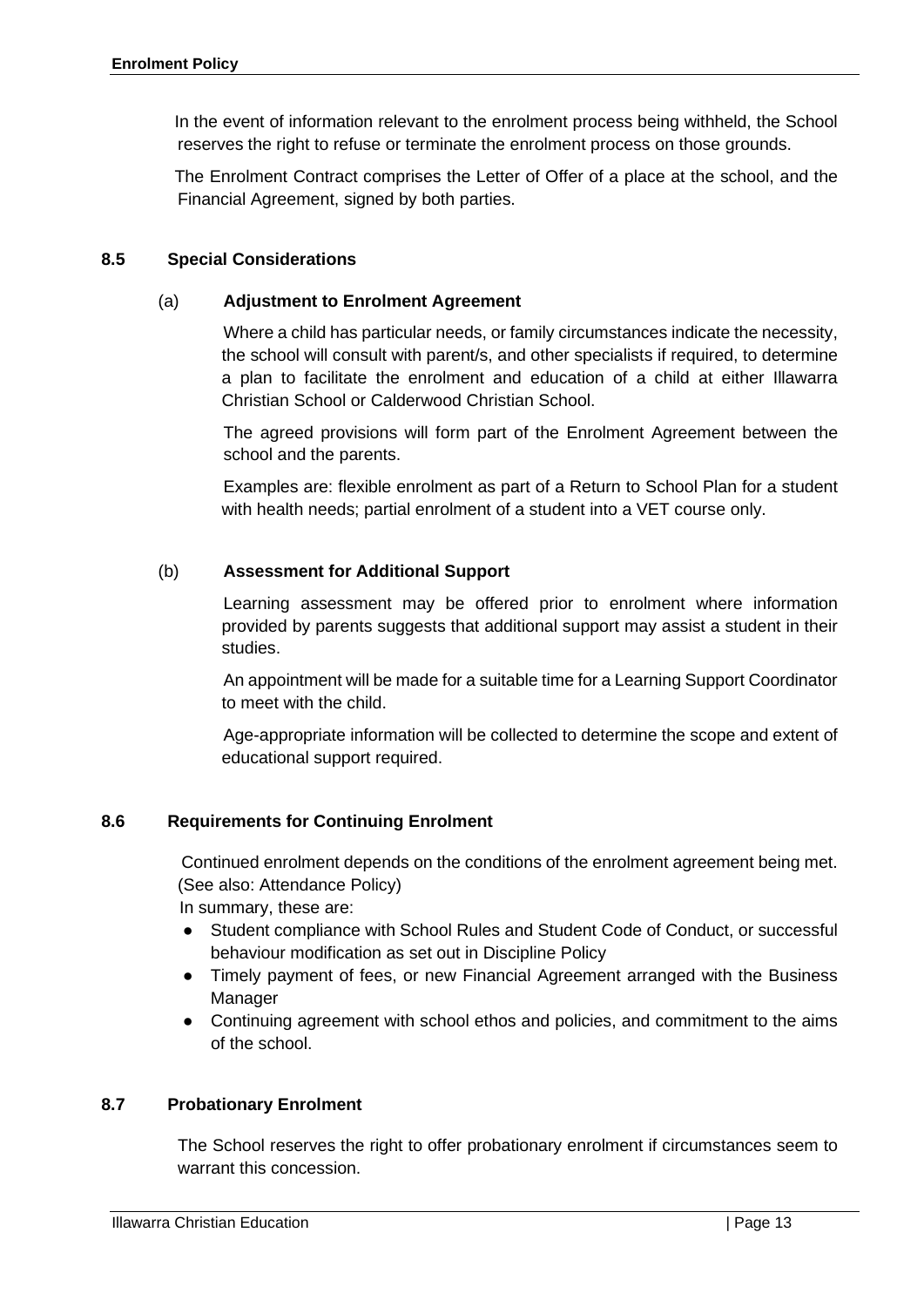In the event of information relevant to the enrolment process being withheld, the School reserves the right to refuse or terminate the enrolment process on those grounds.

The Enrolment Contract comprises the Letter of Offer of a place at the school, and the Financial Agreement, signed by both parties.

### 8.5 Special Considerations

#### (a) Adjustment to Enrolment Agreement

Where a child has particular needs, or family circumstances indicate the necessity, the school will consult with parent/s, and other specialists if required, to determine a plan to facilitate the enrolment and education of a child at either Illawarra Christian School or Calderwood Christian School.

The agreed provisions will form part of the Enrolment Agreement between the school and the parents.

Examples are: flexible enrolment as part of a Return to School Plan for a student with health needs; partial enrolment of a student into a VET course only.

#### (b) Assessment for Additional Support

Learning assessment may be offered prior to enrolment where information provided by parents suggests that additional support may assist a student in their studies.

An appointment will be made for a suitable time for a Learning Support Coordinator to meet with the child.

Age-appropriate information will be collected to determine the scope and extent of educational support required.

### 8.6 Requirements for Continuing Enrolment

Continued enrolment depends on the conditions of the enrolment agreement being met. (See also: Attendance Policy)

In summary, these are:

- Student compliance with School Rules and Student Code of Conduct, or successful behaviour modification as set out in Discipline Policy
- Timely payment of fees, or new Financial Agreement arranged with the Business Manager
- Continuing agreement with school ethos and policies, and commitment to the aims of the school.

### 8.7 Probationary Enrolment

The School reserves the right to offer probationary enrolment if circumstances seem to warrant this concession.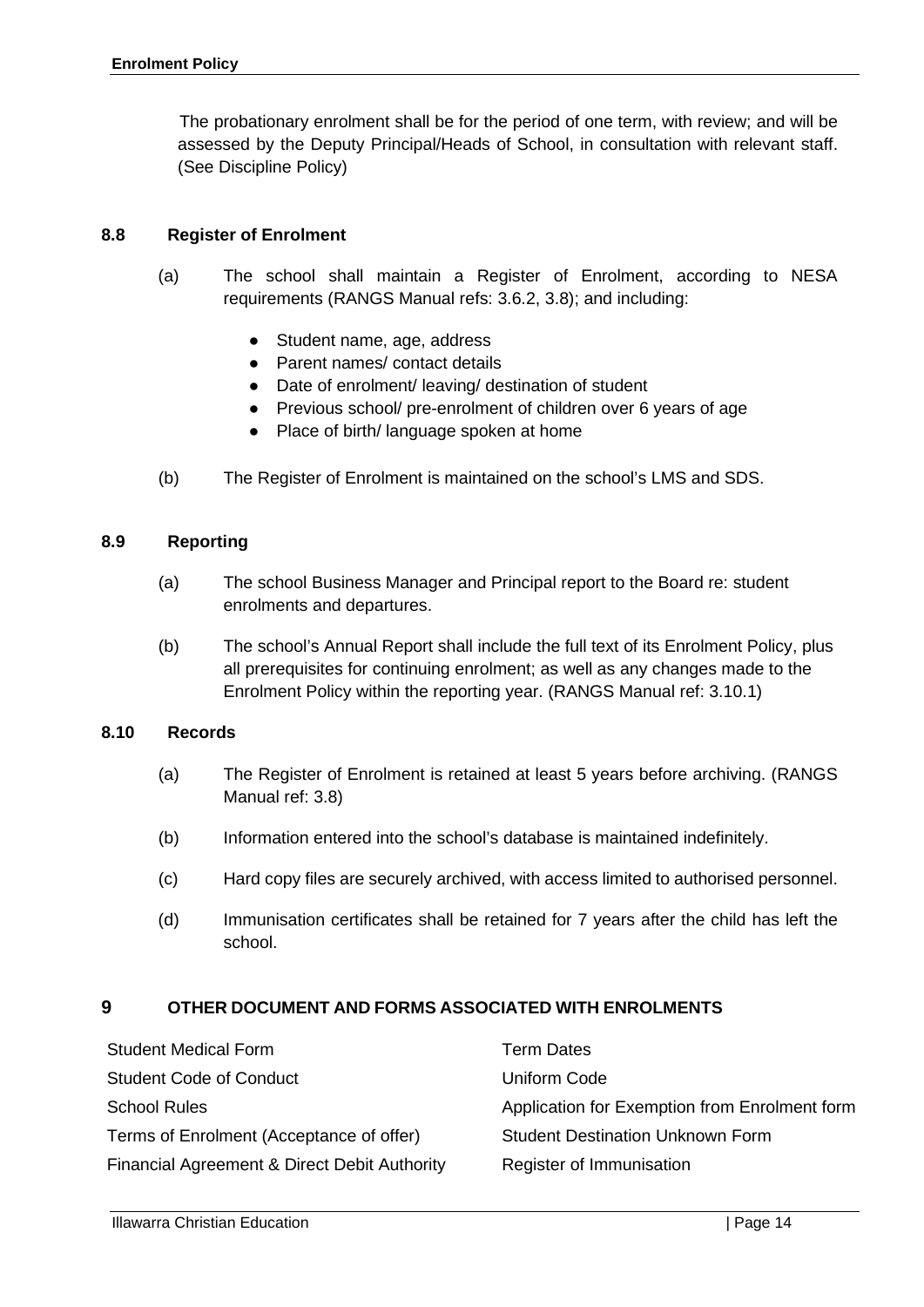The probationary enrolment shall be for the period of one term, with review; and will be assessed by the Deputy Principal/Heads of School, in consultation with relevant staff. (See Discipline Policy)

### 8.8 Register of Enrolment

(a) The school shall maintain a Register of Enrolment, according to NESA requirements (RANGS Manual refs: 3.6.2, 3.8); and including:

- Student name, age, address
- Parent names/ contact details
- Date of enrolment/ leaving/ destination of student
- Previous school/ pre-enrolment of children over 6 years of age
- Place of birth/ language spoken at home

(b) The Register of Enrolment is maintained on the school's LMS and SDS.

### 8.9 Reporting

(a) The school Business Manager and Principal report to the Board re: student enrolments and departures.

(b) The school's Annual Report shall include the full text of its Enrolment Policy, plus all prerequisites for continuing enrolment; as well as any changes made to the Enrolment Policy within the reporting year. (RANGS Manual ref: 3.10.1)

### 8.10 Records

(a) The Register of Enrolment is retained at least 5 years before archiving. (RANGS Manual ref: 3.8)

(b) Information entered into the school's database is maintained indefinitely.

(c) Hard copy files are securely archived, with access limited to authorised personnel.

(d) Immunisation certificates shall be retained for 7 years after the child has left the school.

## 9 OTHER DOCUMENT AND FORMS ASSOCIATED WITH ENROLMENTS

Student Medical Form
Student Code of Conduct
School Rules
Terms of Enrolment (Acceptance of offer)
Financial Agreement & Direct Debit Authority
Term Dates
Uniform Code
Application for Exemption from Enrolment form
Student Destination Unknown Form
Register of Immunisation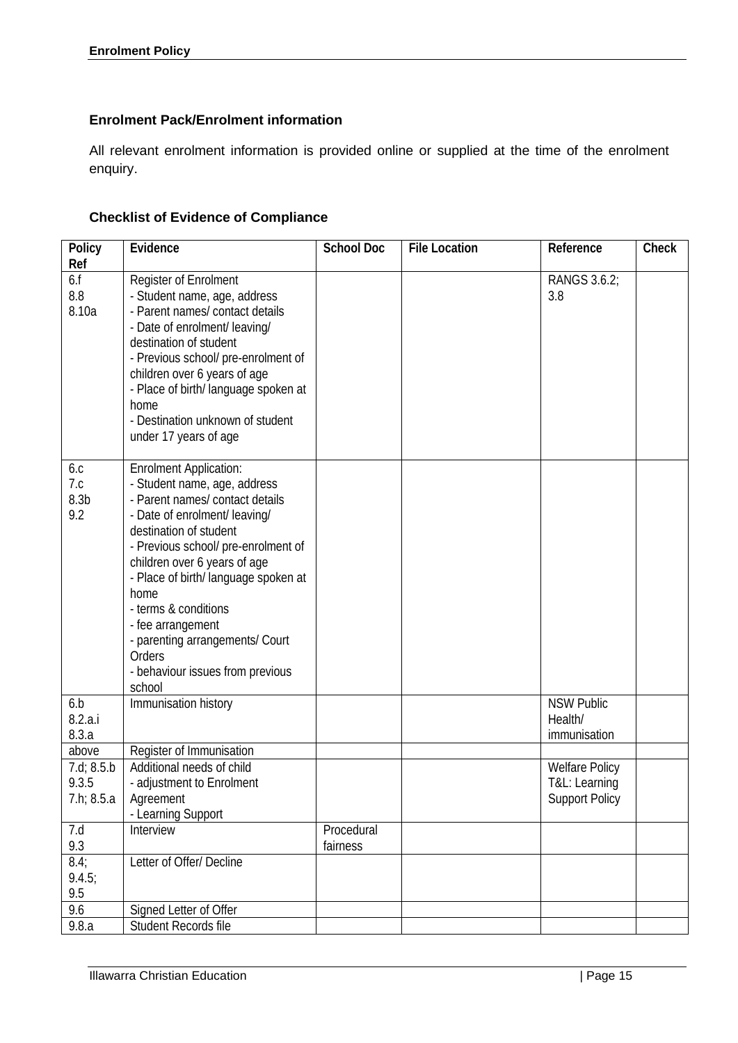### Enrolment Pack/Enrolment information

All relevant enrolment information is provided online or supplied at the time of the enrolment enquiry.

### Checklist of Evidence of Compliance

| Policy Ref | Evidence | School Doc | File Location | Reference | Check |
|---|---|---|---|---|---|
| 6.f<br>8.8<br>8.10a | Register of Enrolment<br>- Student name, age, address<br>- Parent names/ contact details<br>- Date of enrolment/ leaving/ destination of student<br>- Previous school/ pre-enrolment of children over 6 years of age<br>- Place of birth/ language spoken at home<br>- Destination unknown of student under 17 years of age | | | RANGS 3.6.2; 3.8 | |
| 6.c<br>7.c<br>8.3b<br>9.2 | Enrolment Application:<br>- Student name, age, address<br>- Parent names/ contact details<br>- Date of enrolment/ leaving/ destination of student<br>- Previous school/ pre-enrolment of children over 6 years of age<br>- Place of birth/ language spoken at home<br>- terms & conditions<br>- fee arrangement<br>- parenting arrangements/ Court Orders<br>- behaviour issues from previous school | | | | |
| 6.b<br>8.2.a.i<br>8.3.a | Immunisation history | | | NSW Public Health/ immunisation | |
| above | Register of Immunisation | | | | |
| 7.d; 8.5.b<br>9.3.5<br>7.h; 8.5.a | Additional needs of child<br>- adjustment to Enrolment Agreement<br>- Learning Support | | | Welfare Policy<br>T&L: Learning Support Policy | |
| 7.d<br>9.3 | Interview | Procedural fairness | | | |
| 8.4;<br>9.4.5;<br>9.5 | Letter of Offer/ Decline | | | | |
| 9.6 | Signed Letter of Offer | | | | |
| 9.8.a | Student Records file | | | | |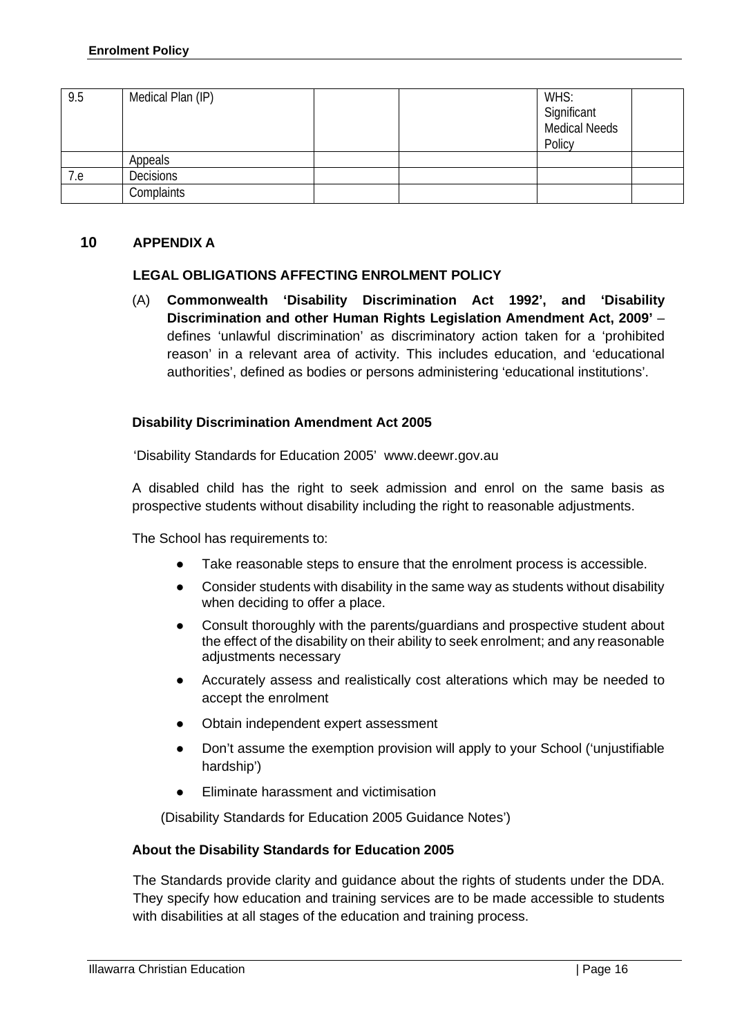| 9.5 | Medical Plan (IP) | | | WHS: Significant Medical Needs Policy | |
|---|---|---|---|---|---|
| | Appeals | | | | |
| 7.e | Decisions | | | | |
| | Complaints | | | | |

## 10 APPENDIX A

### LEGAL OBLIGATIONS AFFECTING ENROLMENT POLICY

(A) **Commonwealth 'Disability Discrimination Act 1992', and 'Disability Discrimination and other Human Rights Legislation Amendment Act, 2009'** – defines 'unlawful discrimination' as discriminatory action taken for a 'prohibited reason' in a relevant area of activity. This includes education, and 'educational authorities', defined as bodies or persons administering 'educational institutions'.

**Disability Discrimination Amendment Act 2005**

'Disability Standards for Education 2005' www.deewr.gov.au

A disabled child has the right to seek admission and enrol on the same basis as prospective students without disability including the right to reasonable adjustments.

The School has requirements to:

- Take reasonable steps to ensure that the enrolment process is accessible.
- Consider students with disability in the same way as students without disability when deciding to offer a place.
- Consult thoroughly with the parents/guardians and prospective student about the effect of the disability on their ability to seek enrolment; and any reasonable adjustments necessary
- Accurately assess and realistically cost alterations which may be needed to accept the enrolment
- Obtain independent expert assessment
- Don't assume the exemption provision will apply to your School ('unjustifiable hardship')
- Eliminate harassment and victimisation

(Disability Standards for Education 2005 Guidance Notes')

**About the Disability Standards for Education 2005**

The Standards provide clarity and guidance about the rights of students under the DDA. They specify how education and training services are to be made accessible to students with disabilities at all stages of the education and training process.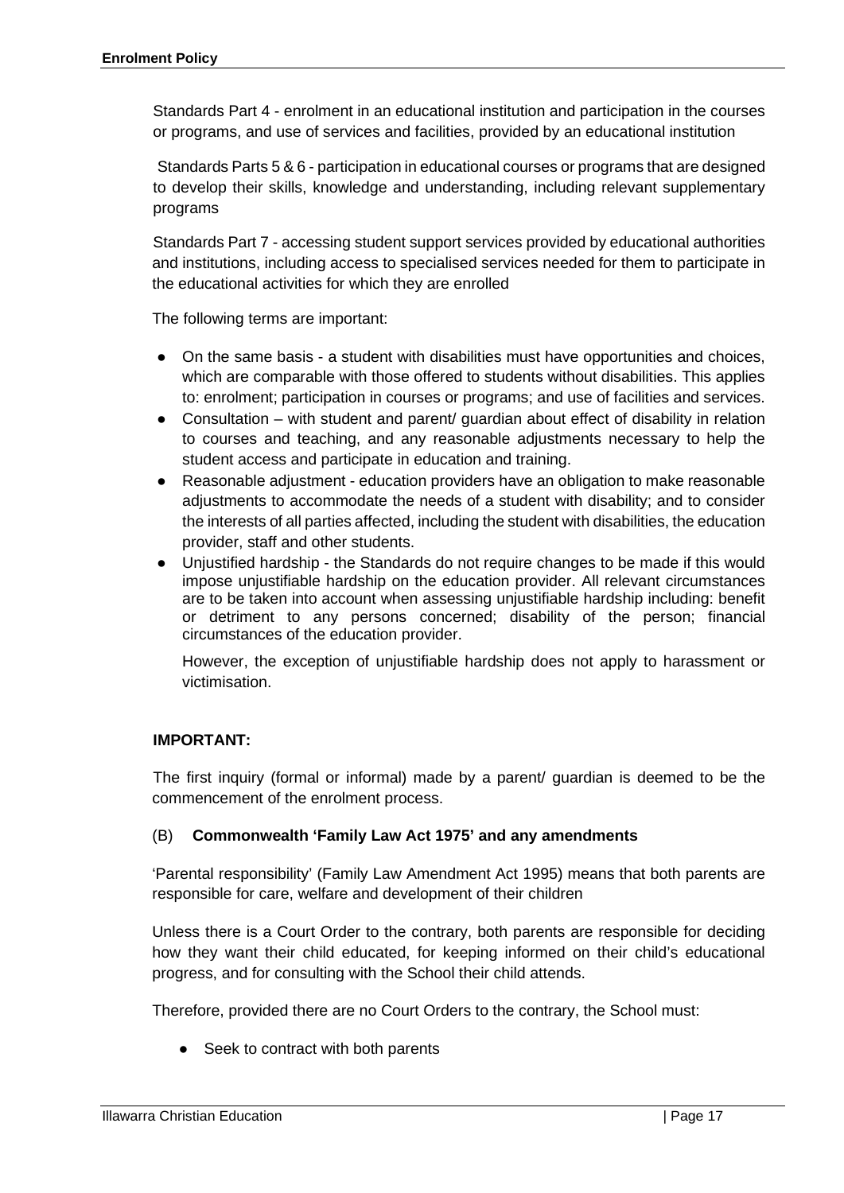Standards Part 4 - enrolment in an educational institution and participation in the courses or programs, and use of services and facilities, provided by an educational institution

Standards Parts 5 & 6 - participation in educational courses or programs that are designed to develop their skills, knowledge and understanding, including relevant supplementary programs

Standards Part 7 - accessing student support services provided by educational authorities and institutions, including access to specialised services needed for them to participate in the educational activities for which they are enrolled

The following terms are important:

- On the same basis - a student with disabilities must have opportunities and choices, which are comparable with those offered to students without disabilities. This applies to: enrolment; participation in courses or programs; and use of facilities and services.
- Consultation – with student and parent/ guardian about effect of disability in relation to courses and teaching, and any reasonable adjustments necessary to help the student access and participate in education and training.
- Reasonable adjustment - education providers have an obligation to make reasonable adjustments to accommodate the needs of a student with disability; and to consider the interests of all parties affected, including the student with disabilities, the education provider, staff and other students.
- Unjustified hardship - the Standards do not require changes to be made if this would impose unjustifiable hardship on the education provider. All relevant circumstances are to be taken into account when assessing unjustifiable hardship including: benefit or detriment to any persons concerned; disability of the person; financial circumstances of the education provider.

  However, the exception of unjustifiable hardship does not apply to harassment or victimisation.

**IMPORTANT:**

The first inquiry (formal or informal) made by a parent/ guardian is deemed to be the commencement of the enrolment process.

(B) **Commonwealth 'Family Law Act 1975' and any amendments**

'Parental responsibility' (Family Law Amendment Act 1995) means that both parents are responsible for care, welfare and development of their children

Unless there is a Court Order to the contrary, both parents are responsible for deciding how they want their child educated, for keeping informed on their child's educational progress, and for consulting with the School their child attends.

Therefore, provided there are no Court Orders to the contrary, the School must:

- Seek to contract with both parents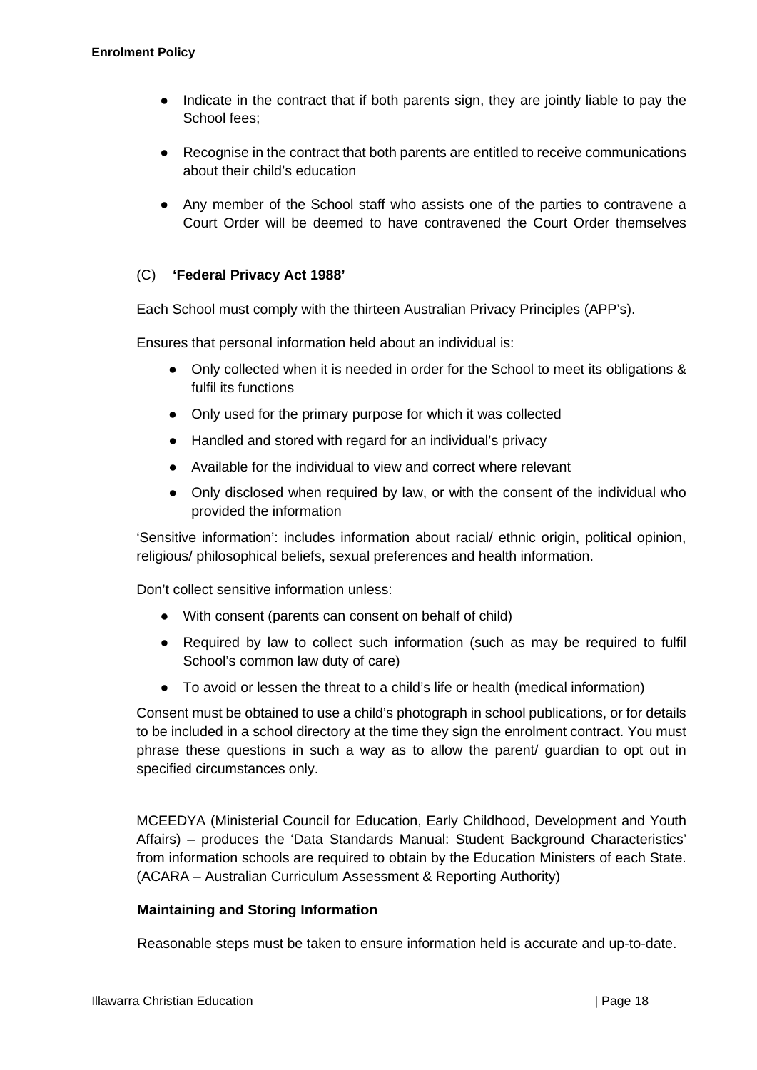- Indicate in the contract that if both parents sign, they are jointly liable to pay the School fees;
- Recognise in the contract that both parents are entitled to receive communications about their child's education
- Any member of the School staff who assists one of the parties to contravene a Court Order will be deemed to have contravened the Court Order themselves

### (C) **'Federal Privacy Act 1988'**

Each School must comply with the thirteen Australian Privacy Principles (APP's).

Ensures that personal information held about an individual is:

- Only collected when it is needed in order for the School to meet its obligations & fulfil its functions
- Only used for the primary purpose for which it was collected
- Handled and stored with regard for an individual's privacy
- Available for the individual to view and correct where relevant
- Only disclosed when required by law, or with the consent of the individual who provided the information

'Sensitive information': includes information about racial/ ethnic origin, political opinion, religious/ philosophical beliefs, sexual preferences and health information.

Don't collect sensitive information unless:

- With consent (parents can consent on behalf of child)
- Required by law to collect such information (such as may be required to fulfil School's common law duty of care)
- To avoid or lessen the threat to a child's life or health (medical information)

Consent must be obtained to use a child's photograph in school publications, or for details to be included in a school directory at the time they sign the enrolment contract. You must phrase these questions in such a way as to allow the parent/ guardian to opt out in specified circumstances only.

MCEEDYA (Ministerial Council for Education, Early Childhood, Development and Youth Affairs) – produces the 'Data Standards Manual: Student Background Characteristics' from information schools are required to obtain by the Education Ministers of each State. (ACARA – Australian Curriculum Assessment & Reporting Authority)

#### **Maintaining and Storing Information**

Reasonable steps must be taken to ensure information held is accurate and up-to-date.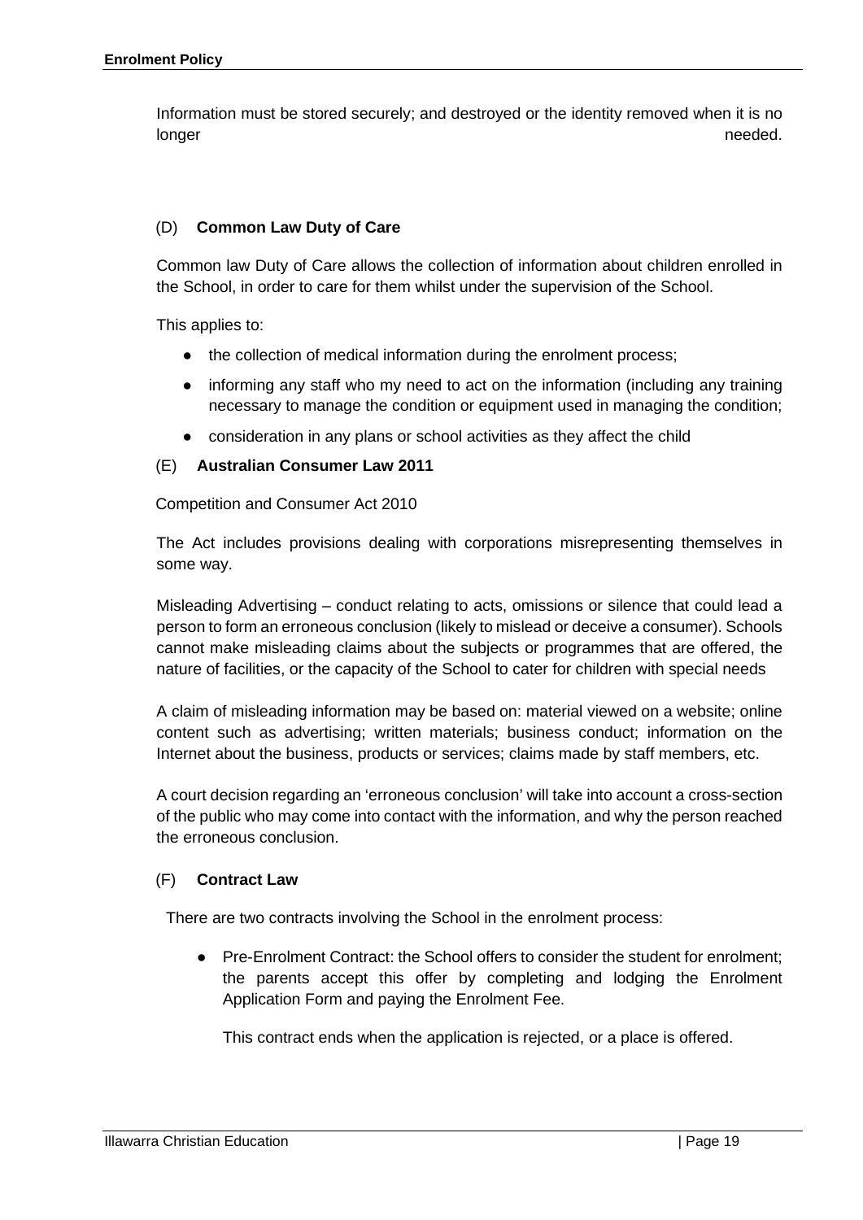Information must be stored securely; and destroyed or the identity removed when it is no longer needed.

(D) **Common Law Duty of Care**

Common law Duty of Care allows the collection of information about children enrolled in the School, in order to care for them whilst under the supervision of the School.

This applies to:

- the collection of medical information during the enrolment process;
- informing any staff who my need to act on the information (including any training necessary to manage the condition or equipment used in managing the condition;
- consideration in any plans or school activities as they affect the child

(E) **Australian Consumer Law 2011**

Competition and Consumer Act 2010

The Act includes provisions dealing with corporations misrepresenting themselves in some way.

Misleading Advertising – conduct relating to acts, omissions or silence that could lead a person to form an erroneous conclusion (likely to mislead or deceive a consumer). Schools cannot make misleading claims about the subjects or programmes that are offered, the nature of facilities, or the capacity of the School to cater for children with special needs

A claim of misleading information may be based on: material viewed on a website; online content such as advertising; written materials; business conduct; information on the Internet about the business, products or services; claims made by staff members, etc.

A court decision regarding an 'erroneous conclusion' will take into account a cross-section of the public who may come into contact with the information, and why the person reached the erroneous conclusion.

(F) **Contract Law**

There are two contracts involving the School in the enrolment process:

- Pre-Enrolment Contract: the School offers to consider the student for enrolment; the parents accept this offer by completing and lodging the Enrolment Application Form and paying the Enrolment Fee.

  This contract ends when the application is rejected, or a place is offered.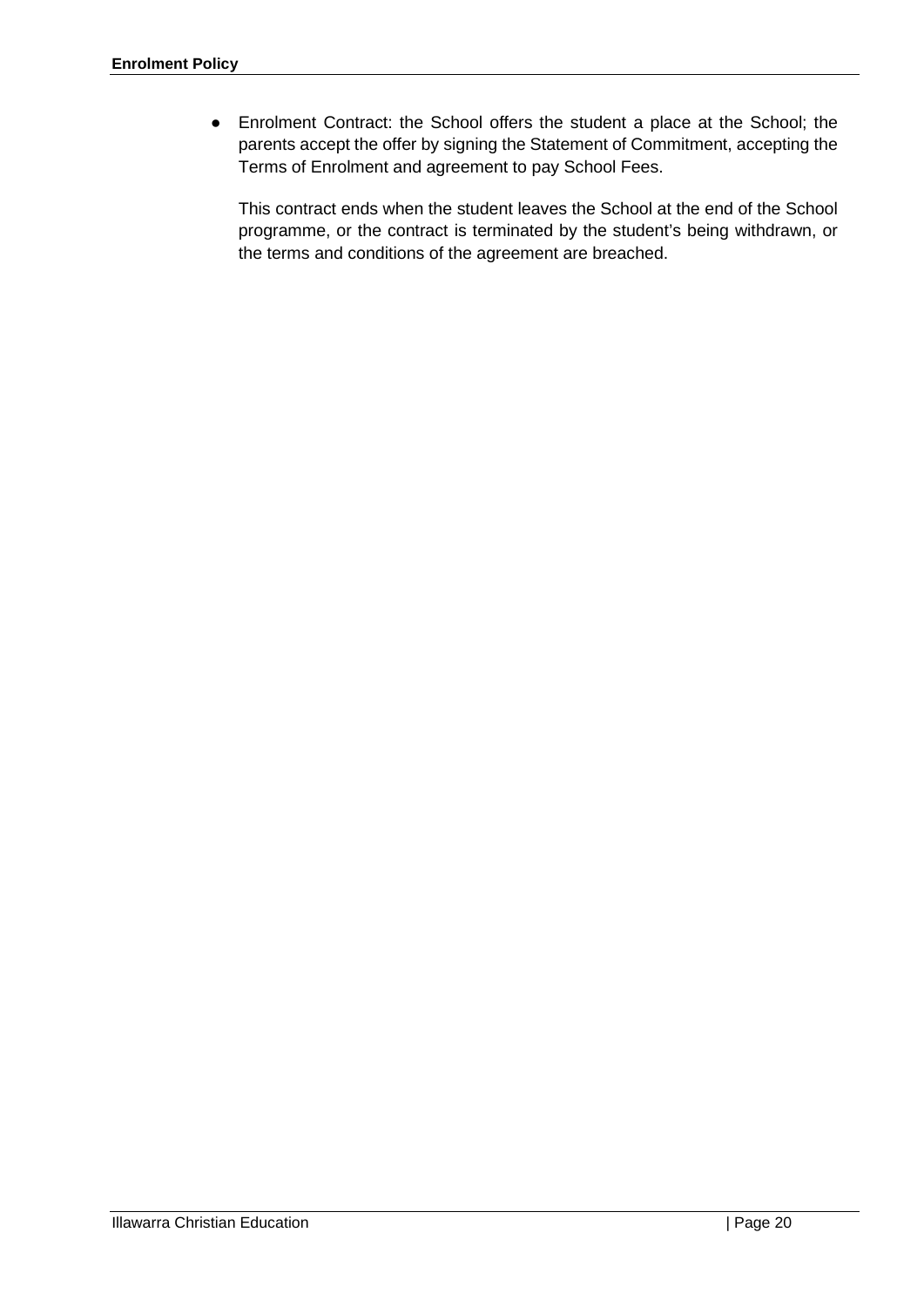- Enrolment Contract: the School offers the student a place at the School; the parents accept the offer by signing the Statement of Commitment, accepting the Terms of Enrolment and agreement to pay School Fees.

  This contract ends when the student leaves the School at the end of the School programme, or the contract is terminated by the student's being withdrawn, or the terms and conditions of the agreement are breached.